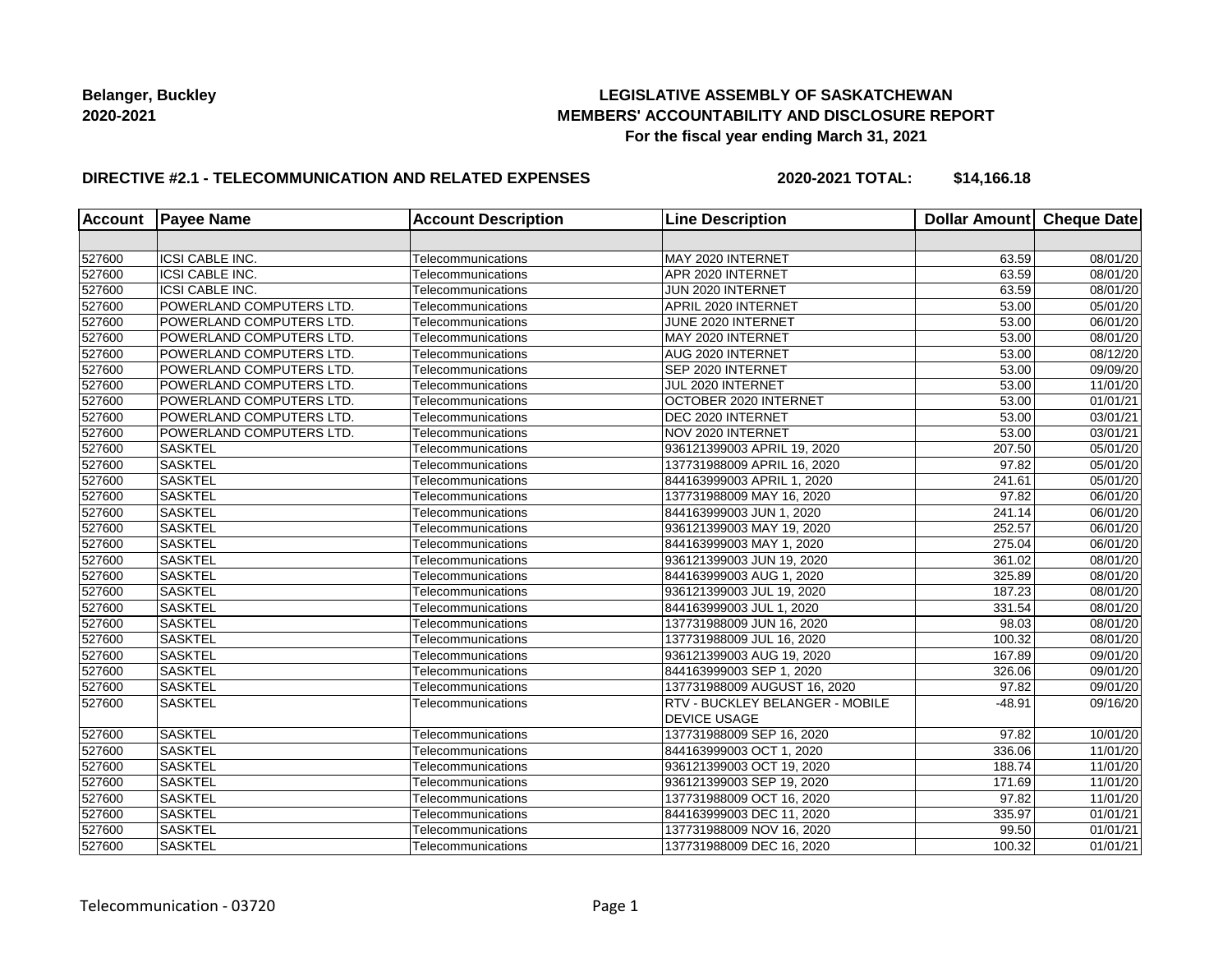**Belanger, Buckley**
**2020-2021**

# LEGISLATIVE ASSEMBLY OF SASKATCHEWAN
## MEMBERS' ACCOUNTABILITY AND DISCLOSURE REPORT
### For the fiscal year ending March 31, 2021

**DIRECTIVE #2.1 - TELECOMMUNICATION AND RELATED EXPENSES** **2020-2021 TOTAL: $14,166.18**

| Account | Payee Name | Account Description | Line Description | Dollar Amount | Cheque Date |
|---|---|---|---|---|---|
| | | | | | |
| 527600 | ICSI CABLE INC. | Telecommunications | MAY 2020 INTERNET | 63.59 | 08/01/20 |
| 527600 | ICSI CABLE INC. | Telecommunications | APR 2020 INTERNET | 63.59 | 08/01/20 |
| 527600 | ICSI CABLE INC. | Telecommunications | JUN 2020 INTERNET | 63.59 | 08/01/20 |
| 527600 | POWERLAND COMPUTERS LTD. | Telecommunications | APRIL 2020 INTERNET | 53.00 | 05/01/20 |
| 527600 | POWERLAND COMPUTERS LTD. | Telecommunications | JUNE 2020 INTERNET | 53.00 | 06/01/20 |
| 527600 | POWERLAND COMPUTERS LTD. | Telecommunications | MAY 2020 INTERNET | 53.00 | 08/01/20 |
| 527600 | POWERLAND COMPUTERS LTD. | Telecommunications | AUG 2020 INTERNET | 53.00 | 08/12/20 |
| 527600 | POWERLAND COMPUTERS LTD. | Telecommunications | SEP 2020 INTERNET | 53.00 | 09/09/20 |
| 527600 | POWERLAND COMPUTERS LTD. | Telecommunications | JUL 2020 INTERNET | 53.00 | 11/01/20 |
| 527600 | POWERLAND COMPUTERS LTD. | Telecommunications | OCTOBER 2020 INTERNET | 53.00 | 01/01/21 |
| 527600 | POWERLAND COMPUTERS LTD. | Telecommunications | DEC 2020 INTERNET | 53.00 | 03/01/21 |
| 527600 | POWERLAND COMPUTERS LTD. | Telecommunications | NOV 2020 INTERNET | 53.00 | 03/01/21 |
| 527600 | SASKTEL | Telecommunications | 936121399003 APRIL 19, 2020 | 207.50 | 05/01/20 |
| 527600 | SASKTEL | Telecommunications | 137731988009 APRIL 16, 2020 | 97.82 | 05/01/20 |
| 527600 | SASKTEL | Telecommunications | 844163999003 APRIL 1, 2020 | 241.61 | 05/01/20 |
| 527600 | SASKTEL | Telecommunications | 137731988009 MAY 16, 2020 | 97.82 | 06/01/20 |
| 527600 | SASKTEL | Telecommunications | 844163999003 JUN 1, 2020 | 241.14 | 06/01/20 |
| 527600 | SASKTEL | Telecommunications | 936121399003 MAY 19, 2020 | 252.57 | 06/01/20 |
| 527600 | SASKTEL | Telecommunications | 844163999003 MAY 1, 2020 | 275.04 | 06/01/20 |
| 527600 | SASKTEL | Telecommunications | 936121399003 JUN 19, 2020 | 361.02 | 08/01/20 |
| 527600 | SASKTEL | Telecommunications | 844163999003 AUG 1, 2020 | 325.89 | 08/01/20 |
| 527600 | SASKTEL | Telecommunications | 936121399003 JUL 19, 2020 | 187.23 | 08/01/20 |
| 527600 | SASKTEL | Telecommunications | 844163999003 JUL 1, 2020 | 331.54 | 08/01/20 |
| 527600 | SASKTEL | Telecommunications | 137731988009 JUN 16, 2020 | 98.03 | 08/01/20 |
| 527600 | SASKTEL | Telecommunications | 137731988009 JUL 16, 2020 | 100.32 | 08/01/20 |
| 527600 | SASKTEL | Telecommunications | 936121399003 AUG 19, 2020 | 167.89 | 09/01/20 |
| 527600 | SASKTEL | Telecommunications | 844163999003 SEP 1, 2020 | 326.06 | 09/01/20 |
| 527600 | SASKTEL | Telecommunications | 137731988009 AUGUST 16, 2020 | 97.82 | 09/01/20 |
| 527600 | SASKTEL | Telecommunications | RTV - BUCKLEY BELANGER - MOBILE DEVICE USAGE | -48.91 | 09/16/20 |
| 527600 | SASKTEL | Telecommunications | 137731988009 SEP 16, 2020 | 97.82 | 10/01/20 |
| 527600 | SASKTEL | Telecommunications | 844163999003 OCT 1, 2020 | 336.06 | 11/01/20 |
| 527600 | SASKTEL | Telecommunications | 936121399003 OCT 19, 2020 | 188.74 | 11/01/20 |
| 527600 | SASKTEL | Telecommunications | 936121399003 SEP 19, 2020 | 171.69 | 11/01/20 |
| 527600 | SASKTEL | Telecommunications | 137731988009 OCT 16, 2020 | 97.82 | 11/01/20 |
| 527600 | SASKTEL | Telecommunications | 844163999003 DEC 11, 2020 | 335.97 | 01/01/21 |
| 527600 | SASKTEL | Telecommunications | 137731988009 NOV 16, 2020 | 99.50 | 01/01/21 |
| 527600 | SASKTEL | Telecommunications | 137731988009 DEC 16, 2020 | 100.32 | 01/01/21 |

Telecommunication - 03720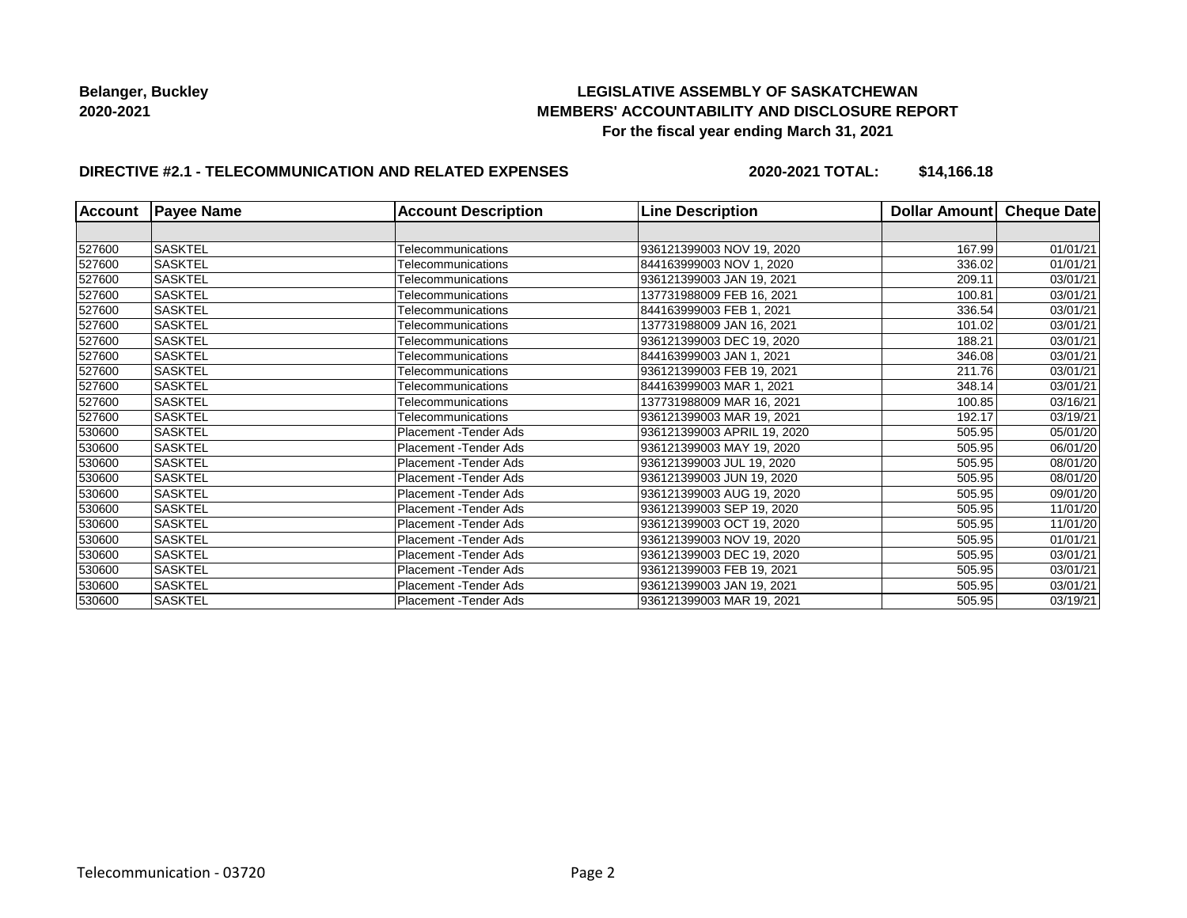**Belanger, Buckley**
**2020-2021**

**LEGISLATIVE ASSEMBLY OF SASKATCHEWAN**
**MEMBERS' ACCOUNTABILITY AND DISCLOSURE REPORT**
**For the fiscal year ending March 31, 2021**

**DIRECTIVE #2.1 - TELECOMMUNICATION AND RELATED EXPENSES** **2020-2021 TOTAL: $14,166.18**

| Account | Payee Name | Account Description | Line Description | Dollar Amount | Cheque Date |
|---|---|---|---|---|---|
| | | | | | |
| 527600 | SASKTEL | Telecommunications | 936121399003 NOV 19, 2020 | 167.99 | 01/01/21 |
| 527600 | SASKTEL | Telecommunications | 844163999003 NOV 1, 2020 | 336.02 | 01/01/21 |
| 527600 | SASKTEL | Telecommunications | 936121399003 JAN 19, 2021 | 209.11 | 03/01/21 |
| 527600 | SASKTEL | Telecommunications | 137731988009 FEB 16, 2021 | 100.81 | 03/01/21 |
| 527600 | SASKTEL | Telecommunications | 844163999003 FEB 1, 2021 | 336.54 | 03/01/21 |
| 527600 | SASKTEL | Telecommunications | 137731988009 JAN 16, 2021 | 101.02 | 03/01/21 |
| 527600 | SASKTEL | Telecommunications | 936121399003 DEC 19, 2020 | 188.21 | 03/01/21 |
| 527600 | SASKTEL | Telecommunications | 844163999003 JAN 1, 2021 | 346.08 | 03/01/21 |
| 527600 | SASKTEL | Telecommunications | 936121399003 FEB 19, 2021 | 211.76 | 03/01/21 |
| 527600 | SASKTEL | Telecommunications | 844163999003 MAR 1, 2021 | 348.14 | 03/01/21 |
| 527600 | SASKTEL | Telecommunications | 137731988009 MAR 16, 2021 | 100.85 | 03/16/21 |
| 527600 | SASKTEL | Telecommunications | 936121399003 MAR 19, 2021 | 192.17 | 03/19/21 |
| 530600 | SASKTEL | Placement -Tender Ads | 936121399003 APRIL 19, 2020 | 505.95 | 05/01/20 |
| 530600 | SASKTEL | Placement -Tender Ads | 936121399003 MAY 19, 2020 | 505.95 | 06/01/20 |
| 530600 | SASKTEL | Placement -Tender Ads | 936121399003 JUL 19, 2020 | 505.95 | 08/01/20 |
| 530600 | SASKTEL | Placement -Tender Ads | 936121399003 JUN 19, 2020 | 505.95 | 08/01/20 |
| 530600 | SASKTEL | Placement -Tender Ads | 936121399003 AUG 19, 2020 | 505.95 | 09/01/20 |
| 530600 | SASKTEL | Placement -Tender Ads | 936121399003 SEP 19, 2020 | 505.95 | 11/01/20 |
| 530600 | SASKTEL | Placement -Tender Ads | 936121399003 OCT 19, 2020 | 505.95 | 11/01/20 |
| 530600 | SASKTEL | Placement -Tender Ads | 936121399003 NOV 19, 2020 | 505.95 | 01/01/21 |
| 530600 | SASKTEL | Placement -Tender Ads | 936121399003 DEC 19, 2020 | 505.95 | 03/01/21 |
| 530600 | SASKTEL | Placement -Tender Ads | 936121399003 FEB 19, 2021 | 505.95 | 03/01/21 |
| 530600 | SASKTEL | Placement -Tender Ads | 936121399003 JAN 19, 2021 | 505.95 | 03/01/21 |
| 530600 | SASKTEL | Placement -Tender Ads | 936121399003 MAR 19, 2021 | 505.95 | 03/19/21 |

Telecommunication - 03720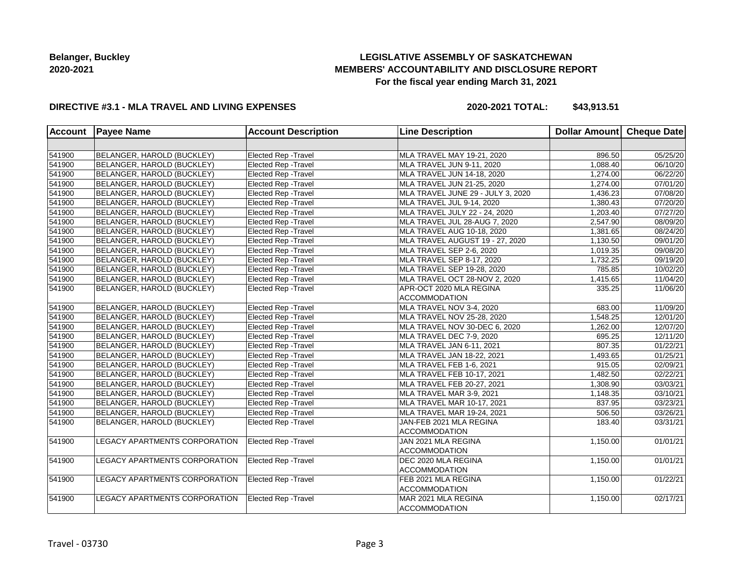**Belanger, Buckley**
**2020-2021**

**LEGISLATIVE ASSEMBLY OF SASKATCHEWAN**
**MEMBERS' ACCOUNTABILITY AND DISCLOSURE REPORT**
**For the fiscal year ending March 31, 2021**

**DIRECTIVE #3.1 - MLA TRAVEL AND LIVING EXPENSES** **2020-2021 TOTAL: $43,913.51**

| Account | Payee Name | Account Description | Line Description | Dollar Amount | Cheque Date |
|---|---|---|---|---|---|
| | | | | | |
| 541900 | BELANGER, HAROLD (BUCKLEY) | Elected Rep -Travel | MLA TRAVEL MAY 19-21, 2020 | 896.50 | 05/25/20 |
| 541900 | BELANGER, HAROLD (BUCKLEY) | Elected Rep -Travel | MLA TRAVEL JUN 9-11, 2020 | 1,088.40 | 06/10/20 |
| 541900 | BELANGER, HAROLD (BUCKLEY) | Elected Rep -Travel | MLA TRAVEL JUN 14-18, 2020 | 1,274.00 | 06/22/20 |
| 541900 | BELANGER, HAROLD (BUCKLEY) | Elected Rep -Travel | MLA TRAVEL JUN 21-25, 2020 | 1,274.00 | 07/01/20 |
| 541900 | BELANGER, HAROLD (BUCKLEY) | Elected Rep -Travel | MLA TRAVEL JUNE 29 - JULY 3, 2020 | 1,436.23 | 07/08/20 |
| 541900 | BELANGER, HAROLD (BUCKLEY) | Elected Rep -Travel | MLA TRAVEL JUL 9-14, 2020 | 1,380.43 | 07/20/20 |
| 541900 | BELANGER, HAROLD (BUCKLEY) | Elected Rep -Travel | MLA TRAVEL JULY 22 - 24, 2020 | 1,203.40 | 07/27/20 |
| 541900 | BELANGER, HAROLD (BUCKLEY) | Elected Rep -Travel | MLA TRAVEL JUL 28-AUG 7, 2020 | 2,547.90 | 08/09/20 |
| 541900 | BELANGER, HAROLD (BUCKLEY) | Elected Rep -Travel | MLA TRAVEL AUG 10-18, 2020 | 1,381.65 | 08/24/20 |
| 541900 | BELANGER, HAROLD (BUCKLEY) | Elected Rep -Travel | MLA TRAVEL AUGUST 19 - 27, 2020 | 1,130.50 | 09/01/20 |
| 541900 | BELANGER, HAROLD (BUCKLEY) | Elected Rep -Travel | MLA TRAVEL SEP 2-6, 2020 | 1,019.35 | 09/08/20 |
| 541900 | BELANGER, HAROLD (BUCKLEY) | Elected Rep -Travel | MLA TRAVEL SEP 8-17, 2020 | 1,732.25 | 09/19/20 |
| 541900 | BELANGER, HAROLD (BUCKLEY) | Elected Rep -Travel | MLA TRAVEL SEP 19-28, 2020 | 785.85 | 10/02/20 |
| 541900 | BELANGER, HAROLD (BUCKLEY) | Elected Rep -Travel | MLA TRAVEL OCT 28-NOV 2, 2020 | 1,415.65 | 11/04/20 |
| 541900 | BELANGER, HAROLD (BUCKLEY) | Elected Rep -Travel | APR-OCT 2020 MLA REGINA ACCOMMODATION | 335.25 | 11/06/20 |
| 541900 | BELANGER, HAROLD (BUCKLEY) | Elected Rep -Travel | MLA TRAVEL NOV 3-4, 2020 | 683.00 | 11/09/20 |
| 541900 | BELANGER, HAROLD (BUCKLEY) | Elected Rep -Travel | MLA TRAVEL NOV 25-28, 2020 | 1,548.25 | 12/01/20 |
| 541900 | BELANGER, HAROLD (BUCKLEY) | Elected Rep -Travel | MLA TRAVEL NOV 30-DEC 6, 2020 | 1,262.00 | 12/07/20 |
| 541900 | BELANGER, HAROLD (BUCKLEY) | Elected Rep -Travel | MLA TRAVEL DEC 7-9, 2020 | 695.25 | 12/11/20 |
| 541900 | BELANGER, HAROLD (BUCKLEY) | Elected Rep -Travel | MLA TRAVEL JAN 6-11, 2021 | 807.35 | 01/22/21 |
| 541900 | BELANGER, HAROLD (BUCKLEY) | Elected Rep -Travel | MLA TRAVEL JAN 18-22, 2021 | 1,493.65 | 01/25/21 |
| 541900 | BELANGER, HAROLD (BUCKLEY) | Elected Rep -Travel | MLA TRAVEL FEB 1-6, 2021 | 915.05 | 02/09/21 |
| 541900 | BELANGER, HAROLD (BUCKLEY) | Elected Rep -Travel | MLA TRAVEL FEB 10-17, 2021 | 1,482.50 | 02/22/21 |
| 541900 | BELANGER, HAROLD (BUCKLEY) | Elected Rep -Travel | MLA TRAVEL FEB 20-27, 2021 | 1,308.90 | 03/03/21 |
| 541900 | BELANGER, HAROLD (BUCKLEY) | Elected Rep -Travel | MLA TRAVEL MAR 3-9, 2021 | 1,148.35 | 03/10/21 |
| 541900 | BELANGER, HAROLD (BUCKLEY) | Elected Rep -Travel | MLA TRAVEL MAR 10-17, 2021 | 837.95 | 03/23/21 |
| 541900 | BELANGER, HAROLD (BUCKLEY) | Elected Rep -Travel | MLA TRAVEL MAR 19-24, 2021 | 506.50 | 03/26/21 |
| 541900 | BELANGER, HAROLD (BUCKLEY) | Elected Rep -Travel | JAN-FEB 2021 MLA REGINA ACCOMMODATION | 183.40 | 03/31/21 |
| 541900 | LEGACY APARTMENTS CORPORATION | Elected Rep -Travel | JAN 2021 MLA REGINA ACCOMMODATION | 1,150.00 | 01/01/21 |
| 541900 | LEGACY APARTMENTS CORPORATION | Elected Rep -Travel | DEC 2020 MLA REGINA ACCOMMODATION | 1,150.00 | 01/01/21 |
| 541900 | LEGACY APARTMENTS CORPORATION | Elected Rep -Travel | FEB 2021 MLA REGINA ACCOMMODATION | 1,150.00 | 01/22/21 |
| 541900 | LEGACY APARTMENTS CORPORATION | Elected Rep -Travel | MAR 2021 MLA REGINA ACCOMMODATION | 1,150.00 | 02/17/21 |

Travel - 03730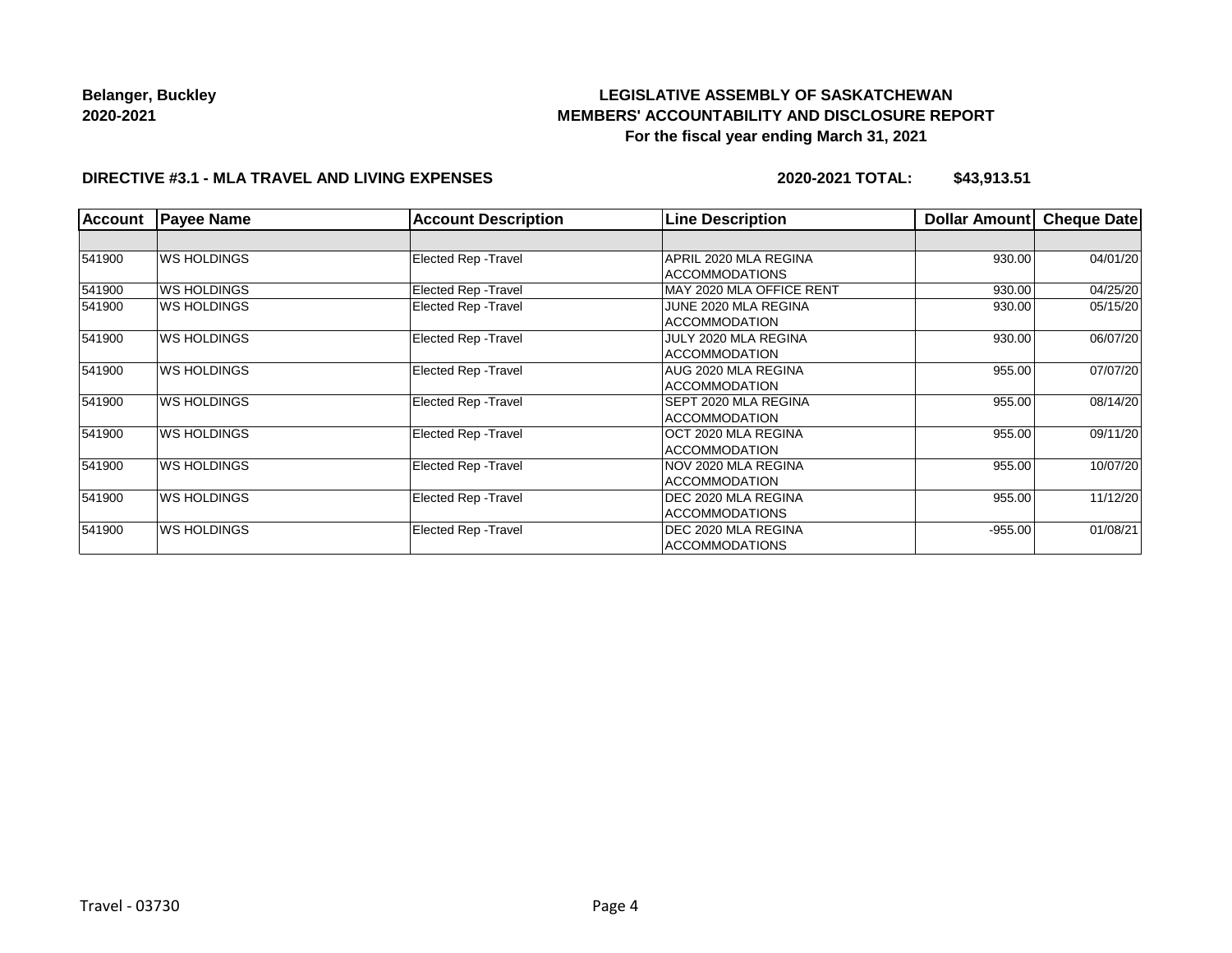**Belanger, Buckley**
**2020-2021**

**LEGISLATIVE ASSEMBLY OF SASKATCHEWAN**
**MEMBERS' ACCOUNTABILITY AND DISCLOSURE REPORT**
**For the fiscal year ending March 31, 2021**

**DIRECTIVE #3.1 - MLA TRAVEL AND LIVING EXPENSES** **2020-2021 TOTAL: $43,913.51**

| Account | Payee Name | Account Description | Line Description | Dollar Amount | Cheque Date |
|---|---|---|---|---|---|
| | | | | | |
| 541900 | WS HOLDINGS | Elected Rep -Travel | APRIL 2020 MLA REGINA ACCOMMODATIONS | 930.00 | 04/01/20 |
| 541900 | WS HOLDINGS | Elected Rep -Travel | MAY 2020 MLA OFFICE RENT | 930.00 | 04/25/20 |
| 541900 | WS HOLDINGS | Elected Rep -Travel | JUNE 2020 MLA REGINA ACCOMMODATION | 930.00 | 05/15/20 |
| 541900 | WS HOLDINGS | Elected Rep -Travel | JULY 2020 MLA REGINA ACCOMMODATION | 930.00 | 06/07/20 |
| 541900 | WS HOLDINGS | Elected Rep -Travel | AUG 2020 MLA REGINA ACCOMMODATION | 955.00 | 07/07/20 |
| 541900 | WS HOLDINGS | Elected Rep -Travel | SEPT 2020 MLA REGINA ACCOMMODATION | 955.00 | 08/14/20 |
| 541900 | WS HOLDINGS | Elected Rep -Travel | OCT 2020 MLA REGINA ACCOMMODATION | 955.00 | 09/11/20 |
| 541900 | WS HOLDINGS | Elected Rep -Travel | NOV 2020 MLA REGINA ACCOMMODATION | 955.00 | 10/07/20 |
| 541900 | WS HOLDINGS | Elected Rep -Travel | DEC 2020 MLA REGINA ACCOMMODATIONS | 955.00 | 11/12/20 |
| 541900 | WS HOLDINGS | Elected Rep -Travel | DEC 2020 MLA REGINA ACCOMMODATIONS | -955.00 | 01/08/21 |

Travel - 03730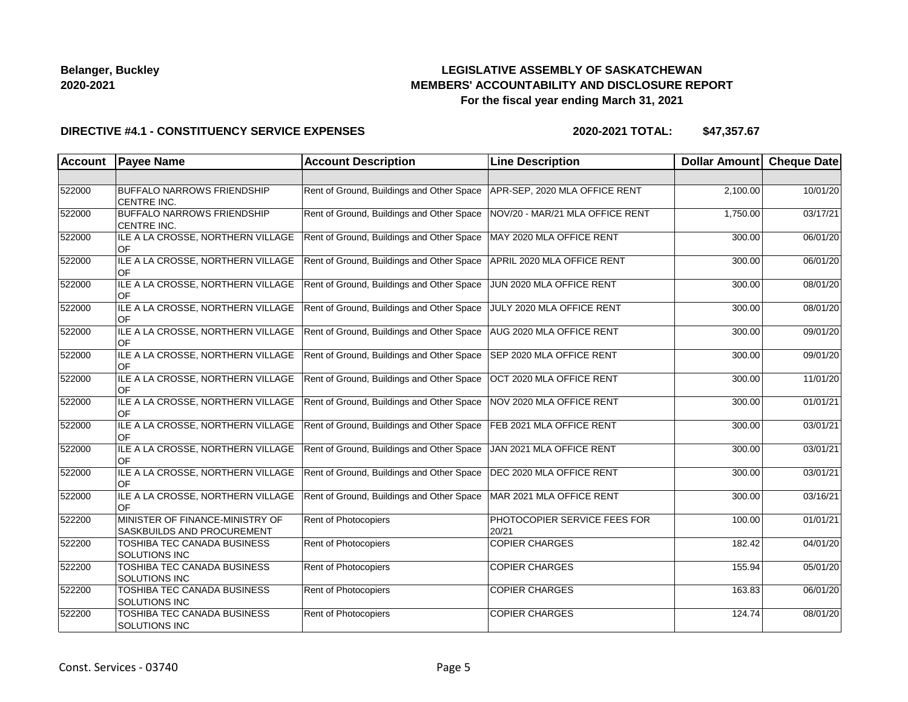**Belanger, Buckley**
**2020-2021**

**LEGISLATIVE ASSEMBLY OF SASKATCHEWAN**
**MEMBERS' ACCOUNTABILITY AND DISCLOSURE REPORT**
**For the fiscal year ending March 31, 2021**

**DIRECTIVE #4.1 - CONSTITUENCY SERVICE EXPENSES** **2020-2021 TOTAL: $47,357.67**

| Account | Payee Name | Account Description | Line Description | Dollar Amount | Cheque Date |
|---|---|---|---|---|---|
| | | | | | |
| 522000 | BUFFALO NARROWS FRIENDSHIP CENTRE INC. | Rent of Ground, Buildings and Other Space | APR-SEP, 2020 MLA OFFICE RENT | 2,100.00 | 10/01/20 |
| 522000 | BUFFALO NARROWS FRIENDSHIP CENTRE INC. | Rent of Ground, Buildings and Other Space | NOV/20 - MAR/21 MLA OFFICE RENT | 1,750.00 | 03/17/21 |
| 522000 | ILE A LA CROSSE, NORTHERN VILLAGE OF | Rent of Ground, Buildings and Other Space | MAY 2020 MLA OFFICE RENT | 300.00 | 06/01/20 |
| 522000 | ILE A LA CROSSE, NORTHERN VILLAGE OF | Rent of Ground, Buildings and Other Space | APRIL 2020 MLA OFFICE RENT | 300.00 | 06/01/20 |
| 522000 | ILE A LA CROSSE, NORTHERN VILLAGE OF | Rent of Ground, Buildings and Other Space | JUN 2020 MLA OFFICE RENT | 300.00 | 08/01/20 |
| 522000 | ILE A LA CROSSE, NORTHERN VILLAGE OF | Rent of Ground, Buildings and Other Space | JULY 2020 MLA OFFICE RENT | 300.00 | 08/01/20 |
| 522000 | ILE A LA CROSSE, NORTHERN VILLAGE OF | Rent of Ground, Buildings and Other Space | AUG 2020 MLA OFFICE RENT | 300.00 | 09/01/20 |
| 522000 | ILE A LA CROSSE, NORTHERN VILLAGE OF | Rent of Ground, Buildings and Other Space | SEP 2020 MLA OFFICE RENT | 300.00 | 09/01/20 |
| 522000 | ILE A LA CROSSE, NORTHERN VILLAGE OF | Rent of Ground, Buildings and Other Space | OCT 2020 MLA OFFICE RENT | 300.00 | 11/01/20 |
| 522000 | ILE A LA CROSSE, NORTHERN VILLAGE OF | Rent of Ground, Buildings and Other Space | NOV 2020 MLA OFFICE RENT | 300.00 | 01/01/21 |
| 522000 | ILE A LA CROSSE, NORTHERN VILLAGE OF | Rent of Ground, Buildings and Other Space | FEB 2021 MLA OFFICE RENT | 300.00 | 03/01/21 |
| 522000 | ILE A LA CROSSE, NORTHERN VILLAGE OF | Rent of Ground, Buildings and Other Space | JAN 2021 MLA OFFICE RENT | 300.00 | 03/01/21 |
| 522000 | ILE A LA CROSSE, NORTHERN VILLAGE OF | Rent of Ground, Buildings and Other Space | DEC 2020 MLA OFFICE RENT | 300.00 | 03/01/21 |
| 522000 | ILE A LA CROSSE, NORTHERN VILLAGE OF | Rent of Ground, Buildings and Other Space | MAR 2021 MLA OFFICE RENT | 300.00 | 03/16/21 |
| 522200 | MINISTER OF FINANCE-MINISTRY OF SASKBUILDS AND PROCUREMENT | Rent of Photocopiers | PHOTOCOPIER SERVICE FEES FOR 20/21 | 100.00 | 01/01/21 |
| 522200 | TOSHIBA TEC CANADA BUSINESS SOLUTIONS INC | Rent of Photocopiers | COPIER CHARGES | 182.42 | 04/01/20 |
| 522200 | TOSHIBA TEC CANADA BUSINESS SOLUTIONS INC | Rent of Photocopiers | COPIER CHARGES | 155.94 | 05/01/20 |
| 522200 | TOSHIBA TEC CANADA BUSINESS SOLUTIONS INC | Rent of Photocopiers | COPIER CHARGES | 163.83 | 06/01/20 |
| 522200 | TOSHIBA TEC CANADA BUSINESS SOLUTIONS INC | Rent of Photocopiers | COPIER CHARGES | 124.74 | 08/01/20 |

Const. Services - 03740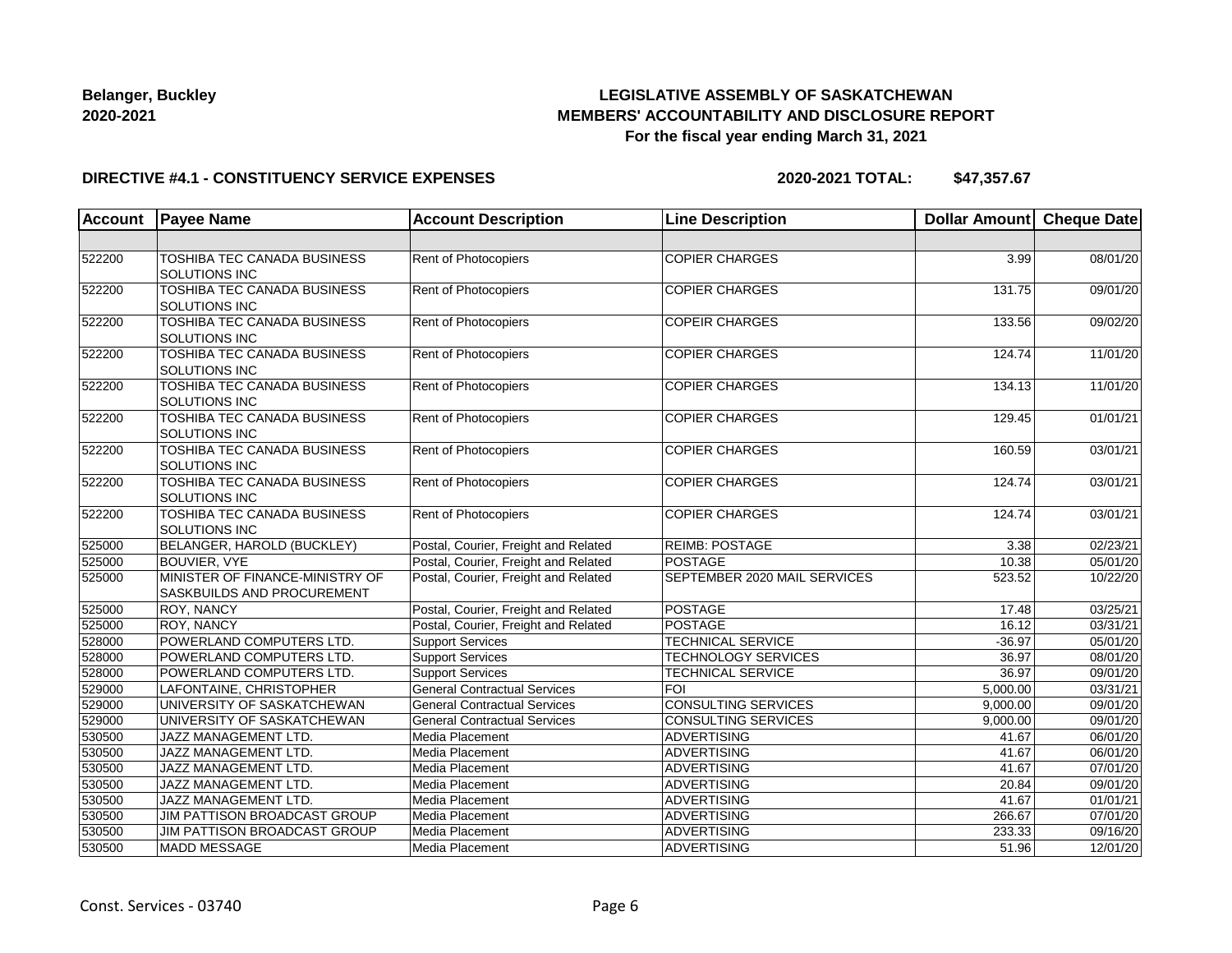**Belanger, Buckley**
**2020-2021**

**LEGISLATIVE ASSEMBLY OF SASKATCHEWAN**
**MEMBERS' ACCOUNTABILITY AND DISCLOSURE REPORT**
**For the fiscal year ending March 31, 2021**

**DIRECTIVE #4.1 - CONSTITUENCY SERVICE EXPENSES** **2020-2021 TOTAL: $47,357.67**

| Account | Payee Name | Account Description | Line Description | Dollar Amount | Cheque Date |
|---|---|---|---|---|---|
| | | | | | |
| 522200 | TOSHIBA TEC CANADA BUSINESS SOLUTIONS INC | Rent of Photocopiers | COPIER CHARGES | 3.99 | 08/01/20 |
| 522200 | TOSHIBA TEC CANADA BUSINESS SOLUTIONS INC | Rent of Photocopiers | COPIER CHARGES | 131.75 | 09/01/20 |
| 522200 | TOSHIBA TEC CANADA BUSINESS SOLUTIONS INC | Rent of Photocopiers | COPEIR CHARGES | 133.56 | 09/02/20 |
| 522200 | TOSHIBA TEC CANADA BUSINESS SOLUTIONS INC | Rent of Photocopiers | COPIER CHARGES | 124.74 | 11/01/20 |
| 522200 | TOSHIBA TEC CANADA BUSINESS SOLUTIONS INC | Rent of Photocopiers | COPIER CHARGES | 134.13 | 11/01/20 |
| 522200 | TOSHIBA TEC CANADA BUSINESS SOLUTIONS INC | Rent of Photocopiers | COPIER CHARGES | 129.45 | 01/01/21 |
| 522200 | TOSHIBA TEC CANADA BUSINESS SOLUTIONS INC | Rent of Photocopiers | COPIER CHARGES | 160.59 | 03/01/21 |
| 522200 | TOSHIBA TEC CANADA BUSINESS SOLUTIONS INC | Rent of Photocopiers | COPIER CHARGES | 124.74 | 03/01/21 |
| 522200 | TOSHIBA TEC CANADA BUSINESS SOLUTIONS INC | Rent of Photocopiers | COPIER CHARGES | 124.74 | 03/01/21 |
| 525000 | BELANGER, HAROLD (BUCKLEY) | Postal, Courier, Freight and Related | REIMB: POSTAGE | 3.38 | 02/23/21 |
| 525000 | BOUVIER, VYE | Postal, Courier, Freight and Related | POSTAGE | 10.38 | 05/01/20 |
| 525000 | MINISTER OF FINANCE-MINISTRY OF SASKBUILDS AND PROCUREMENT | Postal, Courier, Freight and Related | SEPTEMBER 2020 MAIL SERVICES | 523.52 | 10/22/20 |
| 525000 | ROY, NANCY | Postal, Courier, Freight and Related | POSTAGE | 17.48 | 03/25/21 |
| 525000 | ROY, NANCY | Postal, Courier, Freight and Related | POSTAGE | 16.12 | 03/31/21 |
| 528000 | POWERLAND COMPUTERS LTD. | Support Services | TECHNICAL SERVICE | -36.97 | 05/01/20 |
| 528000 | POWERLAND COMPUTERS LTD. | Support Services | TECHNOLOGY SERVICES | 36.97 | 08/01/20 |
| 528000 | POWERLAND COMPUTERS LTD. | Support Services | TECHNICAL SERVICE | 36.97 | 09/01/20 |
| 529000 | LAFONTAINE, CHRISTOPHER | General Contractual Services | FOI | 5,000.00 | 03/31/21 |
| 529000 | UNIVERSITY OF SASKATCHEWAN | General Contractual Services | CONSULTING SERVICES | 9,000.00 | 09/01/20 |
| 529000 | UNIVERSITY OF SASKATCHEWAN | General Contractual Services | CONSULTING SERVICES | 9,000.00 | 09/01/20 |
| 530500 | JAZZ MANAGEMENT LTD. | Media Placement | ADVERTISING | 41.67 | 06/01/20 |
| 530500 | JAZZ MANAGEMENT LTD. | Media Placement | ADVERTISING | 41.67 | 06/01/20 |
| 530500 | JAZZ MANAGEMENT LTD. | Media Placement | ADVERTISING | 41.67 | 07/01/20 |
| 530500 | JAZZ MANAGEMENT LTD. | Media Placement | ADVERTISING | 20.84 | 09/01/20 |
| 530500 | JAZZ MANAGEMENT LTD. | Media Placement | ADVERTISING | 41.67 | 01/01/21 |
| 530500 | JIM PATTISON BROADCAST GROUP | Media Placement | ADVERTISING | 266.67 | 07/01/20 |
| 530500 | JIM PATTISON BROADCAST GROUP | Media Placement | ADVERTISING | 233.33 | 09/16/20 |
| 530500 | MADD MESSAGE | Media Placement | ADVERTISING | 51.96 | 12/01/20 |

Const. Services - 03740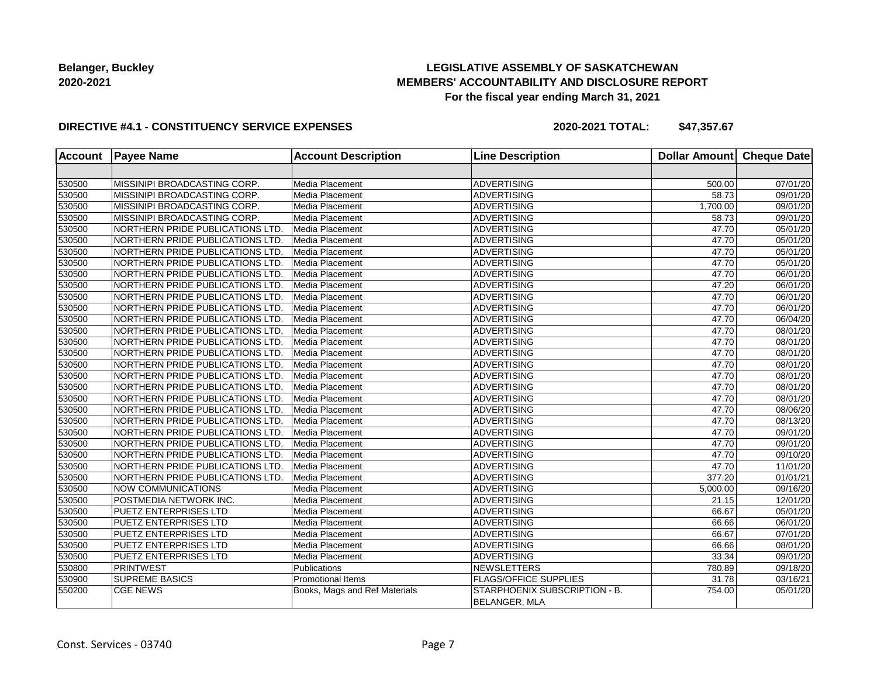**Belanger, Buckley**
**2020-2021**

## LEGISLATIVE ASSEMBLY OF SASKATCHEWAN
## MEMBERS' ACCOUNTABILITY AND DISCLOSURE REPORT
### For the fiscal year ending March 31, 2021

**DIRECTIVE #4.1 - CONSTITUENCY SERVICE EXPENSES** **2020-2021 TOTAL: $47,357.67**

| Account | Payee Name | Account Description | Line Description | Dollar Amount | Cheque Date |
|---|---|---|---|---|---|
| | | | | | |
| 530500 | MISSINIPI BROADCASTING CORP. | Media Placement | ADVERTISING | 500.00 | 07/01/20 |
| 530500 | MISSINIPI BROADCASTING CORP. | Media Placement | ADVERTISING | 58.73 | 09/01/20 |
| 530500 | MISSINIPI BROADCASTING CORP. | Media Placement | ADVERTISING | 1,700.00 | 09/01/20 |
| 530500 | MISSINIPI BROADCASTING CORP. | Media Placement | ADVERTISING | 58.73 | 09/01/20 |
| 530500 | NORTHERN PRIDE PUBLICATIONS LTD. | Media Placement | ADVERTISING | 47.70 | 05/01/20 |
| 530500 | NORTHERN PRIDE PUBLICATIONS LTD. | Media Placement | ADVERTISING | 47.70 | 05/01/20 |
| 530500 | NORTHERN PRIDE PUBLICATIONS LTD. | Media Placement | ADVERTISING | 47.70 | 05/01/20 |
| 530500 | NORTHERN PRIDE PUBLICATIONS LTD. | Media Placement | ADVERTISING | 47.70 | 05/01/20 |
| 530500 | NORTHERN PRIDE PUBLICATIONS LTD. | Media Placement | ADVERTISING | 47.70 | 06/01/20 |
| 530500 | NORTHERN PRIDE PUBLICATIONS LTD. | Media Placement | ADVERTISING | 47.20 | 06/01/20 |
| 530500 | NORTHERN PRIDE PUBLICATIONS LTD. | Media Placement | ADVERTISING | 47.70 | 06/01/20 |
| 530500 | NORTHERN PRIDE PUBLICATIONS LTD. | Media Placement | ADVERTISING | 47.70 | 06/01/20 |
| 530500 | NORTHERN PRIDE PUBLICATIONS LTD. | Media Placement | ADVERTISING | 47.70 | 06/04/20 |
| 530500 | NORTHERN PRIDE PUBLICATIONS LTD. | Media Placement | ADVERTISING | 47.70 | 08/01/20 |
| 530500 | NORTHERN PRIDE PUBLICATIONS LTD. | Media Placement | ADVERTISING | 47.70 | 08/01/20 |
| 530500 | NORTHERN PRIDE PUBLICATIONS LTD. | Media Placement | ADVERTISING | 47.70 | 08/01/20 |
| 530500 | NORTHERN PRIDE PUBLICATIONS LTD. | Media Placement | ADVERTISING | 47.70 | 08/01/20 |
| 530500 | NORTHERN PRIDE PUBLICATIONS LTD. | Media Placement | ADVERTISING | 47.70 | 08/01/20 |
| 530500 | NORTHERN PRIDE PUBLICATIONS LTD. | Media Placement | ADVERTISING | 47.70 | 08/01/20 |
| 530500 | NORTHERN PRIDE PUBLICATIONS LTD. | Media Placement | ADVERTISING | 47.70 | 08/01/20 |
| 530500 | NORTHERN PRIDE PUBLICATIONS LTD. | Media Placement | ADVERTISING | 47.70 | 08/06/20 |
| 530500 | NORTHERN PRIDE PUBLICATIONS LTD. | Media Placement | ADVERTISING | 47.70 | 08/13/20 |
| 530500 | NORTHERN PRIDE PUBLICATIONS LTD. | Media Placement | ADVERTISING | 47.70 | 09/01/20 |
| 530500 | NORTHERN PRIDE PUBLICATIONS LTD. | Media Placement | ADVERTISING | 47.70 | 09/01/20 |
| 530500 | NORTHERN PRIDE PUBLICATIONS LTD. | Media Placement | ADVERTISING | 47.70 | 09/10/20 |
| 530500 | NORTHERN PRIDE PUBLICATIONS LTD. | Media Placement | ADVERTISING | 47.70 | 11/01/20 |
| 530500 | NORTHERN PRIDE PUBLICATIONS LTD. | Media Placement | ADVERTISING | 377.20 | 01/01/21 |
| 530500 | NOW COMMUNICATIONS | Media Placement | ADVERTISING | 5,000.00 | 09/16/20 |
| 530500 | POSTMEDIA NETWORK INC. | Media Placement | ADVERTISING | 21.15 | 12/01/20 |
| 530500 | PUETZ ENTERPRISES LTD | Media Placement | ADVERTISING | 66.67 | 05/01/20 |
| 530500 | PUETZ ENTERPRISES LTD | Media Placement | ADVERTISING | 66.66 | 06/01/20 |
| 530500 | PUETZ ENTERPRISES LTD | Media Placement | ADVERTISING | 66.67 | 07/01/20 |
| 530500 | PUETZ ENTERPRISES LTD | Media Placement | ADVERTISING | 66.66 | 08/01/20 |
| 530500 | PUETZ ENTERPRISES LTD | Media Placement | ADVERTISING | 33.34 | 09/01/20 |
| 530800 | PRINTWEST | Publications | NEWSLETTERS | 780.89 | 09/18/20 |
| 530900 | SUPREME BASICS | Promotional Items | FLAGS/OFFICE SUPPLIES | 31.78 | 03/16/21 |
| 550200 | CGE NEWS | Books, Mags and Ref Materials | STARPHOENIX SUBSCRIPTION - B. BELANGER, MLA | 754.00 | 05/01/20 |

Const. Services - 03740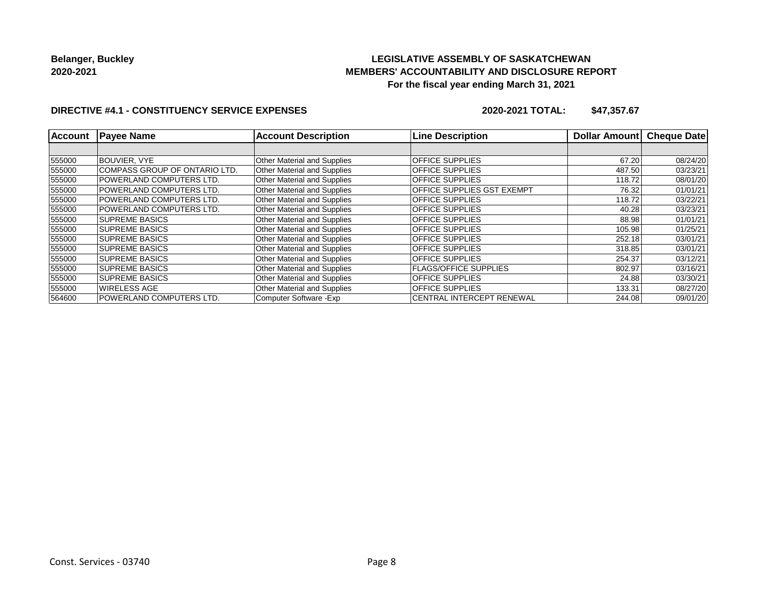**Belanger, Buckley**
**2020-2021**

# LEGISLATIVE ASSEMBLY OF SASKATCHEWAN
## MEMBERS' ACCOUNTABILITY AND DISCLOSURE REPORT
### For the fiscal year ending March 31, 2021

**DIRECTIVE #4.1 - CONSTITUENCY SERVICE EXPENSES** **2020-2021 TOTAL: $47,357.67**

| Account | Payee Name | Account Description | Line Description | Dollar Amount | Cheque Date |
|---|---|---|---|---|---|
| | | | | | |
| 555000 | BOUVIER, VYE | Other Material and Supplies | OFFICE SUPPLIES | 67.20 | 08/24/20 |
| 555000 | COMPASS GROUP OF ONTARIO LTD. | Other Material and Supplies | OFFICE SUPPLIES | 487.50 | 03/23/21 |
| 555000 | POWERLAND COMPUTERS LTD. | Other Material and Supplies | OFFICE SUPPLIES | 118.72 | 08/01/20 |
| 555000 | POWERLAND COMPUTERS LTD. | Other Material and Supplies | OFFICE SUPPLIES GST EXEMPT | 76.32 | 01/01/21 |
| 555000 | POWERLAND COMPUTERS LTD. | Other Material and Supplies | OFFICE SUPPLIES | 118.72 | 03/22/21 |
| 555000 | POWERLAND COMPUTERS LTD. | Other Material and Supplies | OFFICE SUPPLIES | 40.28 | 03/23/21 |
| 555000 | SUPREME BASICS | Other Material and Supplies | OFFICE SUPPLIES | 88.98 | 01/01/21 |
| 555000 | SUPREME BASICS | Other Material and Supplies | OFFICE SUPPLIES | 105.98 | 01/25/21 |
| 555000 | SUPREME BASICS | Other Material and Supplies | OFFICE SUPPLIES | 252.18 | 03/01/21 |
| 555000 | SUPREME BASICS | Other Material and Supplies | OFFICE SUPPLIES | 318.85 | 03/01/21 |
| 555000 | SUPREME BASICS | Other Material and Supplies | OFFICE SUPPLIES | 254.37 | 03/12/21 |
| 555000 | SUPREME BASICS | Other Material and Supplies | FLAGS/OFFICE SUPPLIES | 802.97 | 03/16/21 |
| 555000 | SUPREME BASICS | Other Material and Supplies | OFFICE SUPPLIES | 24.88 | 03/30/21 |
| 555000 | WIRELESS AGE | Other Material and Supplies | OFFICE SUPPLIES | 133.31 | 08/27/20 |
| 564600 | POWERLAND COMPUTERS LTD. | Computer Software -Exp | CENTRAL INTERCEPT RENEWAL | 244.08 | 09/01/20 |

Const. Services - 03740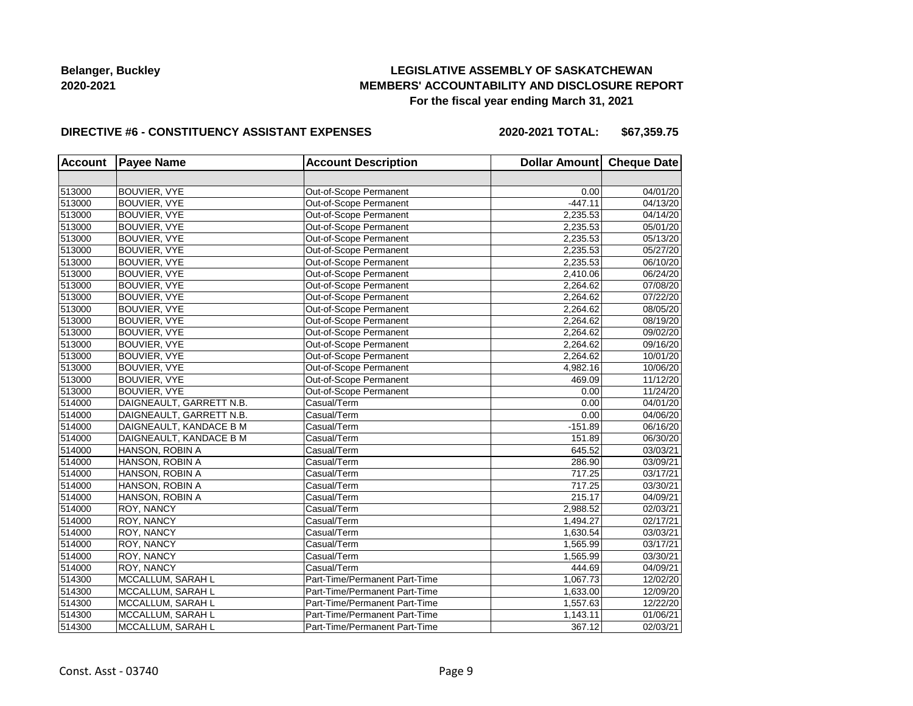**Belanger, Buckley**
**2020-2021**

**LEGISLATIVE ASSEMBLY OF SASKATCHEWAN**
**MEMBERS' ACCOUNTABILITY AND DISCLOSURE REPORT**
**For the fiscal year ending March 31, 2021**

**DIRECTIVE #6 - CONSTITUENCY ASSISTANT EXPENSES** **2020-2021 TOTAL: $67,359.75**

| Account | Payee Name | Account Description | Dollar Amount | Cheque Date |
|---|---|---|---|---|
| | | | | |
| 513000 | BOUVIER, VYE | Out-of-Scope Permanent | 0.00 | 04/01/20 |
| 513000 | BOUVIER, VYE | Out-of-Scope Permanent | -447.11 | 04/13/20 |
| 513000 | BOUVIER, VYE | Out-of-Scope Permanent | 2,235.53 | 04/14/20 |
| 513000 | BOUVIER, VYE | Out-of-Scope Permanent | 2,235.53 | 05/01/20 |
| 513000 | BOUVIER, VYE | Out-of-Scope Permanent | 2,235.53 | 05/13/20 |
| 513000 | BOUVIER, VYE | Out-of-Scope Permanent | 2,235.53 | 05/27/20 |
| 513000 | BOUVIER, VYE | Out-of-Scope Permanent | 2,235.53 | 06/10/20 |
| 513000 | BOUVIER, VYE | Out-of-Scope Permanent | 2,410.06 | 06/24/20 |
| 513000 | BOUVIER, VYE | Out-of-Scope Permanent | 2,264.62 | 07/08/20 |
| 513000 | BOUVIER, VYE | Out-of-Scope Permanent | 2,264.62 | 07/22/20 |
| 513000 | BOUVIER, VYE | Out-of-Scope Permanent | 2,264.62 | 08/05/20 |
| 513000 | BOUVIER, VYE | Out-of-Scope Permanent | 2,264.62 | 08/19/20 |
| 513000 | BOUVIER, VYE | Out-of-Scope Permanent | 2,264.62 | 09/02/20 |
| 513000 | BOUVIER, VYE | Out-of-Scope Permanent | 2,264.62 | 09/16/20 |
| 513000 | BOUVIER, VYE | Out-of-Scope Permanent | 2,264.62 | 10/01/20 |
| 513000 | BOUVIER, VYE | Out-of-Scope Permanent | 4,982.16 | 10/06/20 |
| 513000 | BOUVIER, VYE | Out-of-Scope Permanent | 469.09 | 11/12/20 |
| 513000 | BOUVIER, VYE | Out-of-Scope Permanent | 0.00 | 11/24/20 |
| 514000 | DAIGNEAULT, GARRETT N.B. | Casual/Term | 0.00 | 04/01/20 |
| 514000 | DAIGNEAULT, GARRETT N.B. | Casual/Term | 0.00 | 04/06/20 |
| 514000 | DAIGNEAULT, KANDACE B M | Casual/Term | -151.89 | 06/16/20 |
| 514000 | DAIGNEAULT, KANDACE B M | Casual/Term | 151.89 | 06/30/20 |
| 514000 | HANSON, ROBIN A | Casual/Term | 645.52 | 03/03/21 |
| 514000 | HANSON, ROBIN A | Casual/Term | 286.90 | 03/09/21 |
| 514000 | HANSON, ROBIN A | Casual/Term | 717.25 | 03/17/21 |
| 514000 | HANSON, ROBIN A | Casual/Term | 717.25 | 03/30/21 |
| 514000 | HANSON, ROBIN A | Casual/Term | 215.17 | 04/09/21 |
| 514000 | ROY, NANCY | Casual/Term | 2,988.52 | 02/03/21 |
| 514000 | ROY, NANCY | Casual/Term | 1,494.27 | 02/17/21 |
| 514000 | ROY, NANCY | Casual/Term | 1,630.54 | 03/03/21 |
| 514000 | ROY, NANCY | Casual/Term | 1,565.99 | 03/17/21 |
| 514000 | ROY, NANCY | Casual/Term | 1,565.99 | 03/30/21 |
| 514000 | ROY, NANCY | Casual/Term | 444.69 | 04/09/21 |
| 514300 | MCCALLUM, SARAH L | Part-Time/Permanent Part-Time | 1,067.73 | 12/02/20 |
| 514300 | MCCALLUM, SARAH L | Part-Time/Permanent Part-Time | 1,633.00 | 12/09/20 |
| 514300 | MCCALLUM, SARAH L | Part-Time/Permanent Part-Time | 1,557.63 | 12/22/20 |
| 514300 | MCCALLUM, SARAH L | Part-Time/Permanent Part-Time | 1,143.11 | 01/06/21 |
| 514300 | MCCALLUM, SARAH L | Part-Time/Permanent Part-Time | 367.12 | 02/03/21 |

Const. Asst - 03740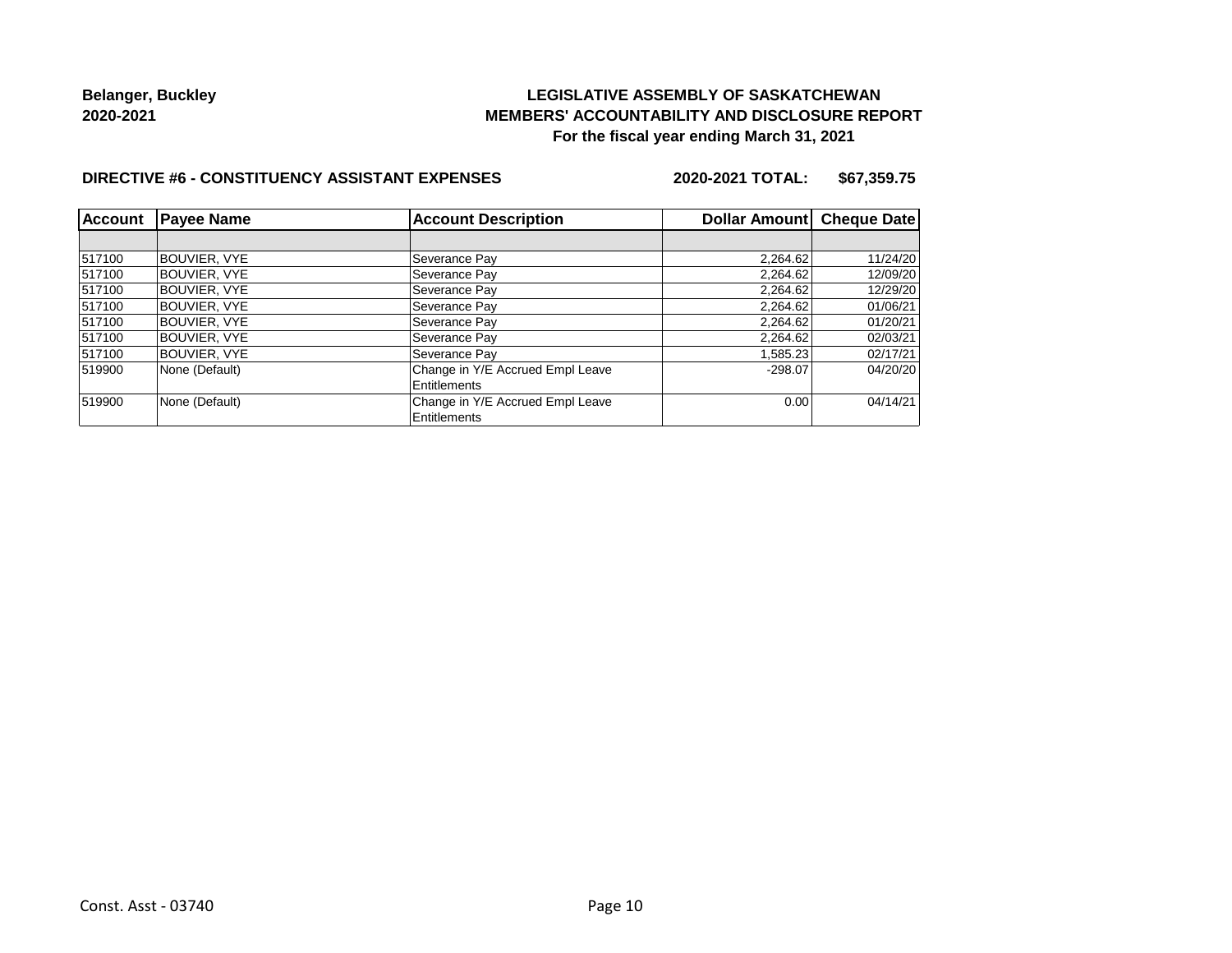**Belanger, Buckley**
**2020-2021**

**LEGISLATIVE ASSEMBLY OF SASKATCHEWAN**
**MEMBERS' ACCOUNTABILITY AND DISCLOSURE REPORT**
**For the fiscal year ending March 31, 2021**

**DIRECTIVE #6 - CONSTITUENCY ASSISTANT EXPENSES** **2020-2021 TOTAL: $67,359.75**

| Account | Payee Name | Account Description | Dollar Amount | Cheque Date |
|---|---|---|---|---|
| | | | | |
| 517100 | BOUVIER, VYE | Severance Pay | 2,264.62 | 11/24/20 |
| 517100 | BOUVIER, VYE | Severance Pay | 2,264.62 | 12/09/20 |
| 517100 | BOUVIER, VYE | Severance Pay | 2,264.62 | 12/29/20 |
| 517100 | BOUVIER, VYE | Severance Pay | 2,264.62 | 01/06/21 |
| 517100 | BOUVIER, VYE | Severance Pay | 2,264.62 | 01/20/21 |
| 517100 | BOUVIER, VYE | Severance Pay | 2,264.62 | 02/03/21 |
| 517100 | BOUVIER, VYE | Severance Pay | 1,585.23 | 02/17/21 |
| 519900 | None (Default) | Change in Y/E Accrued Empl Leave Entitlements | -298.07 | 04/20/20 |
| 519900 | None (Default) | Change in Y/E Accrued Empl Leave Entitlements | 0.00 | 04/14/21 |

Const. Asst - 03740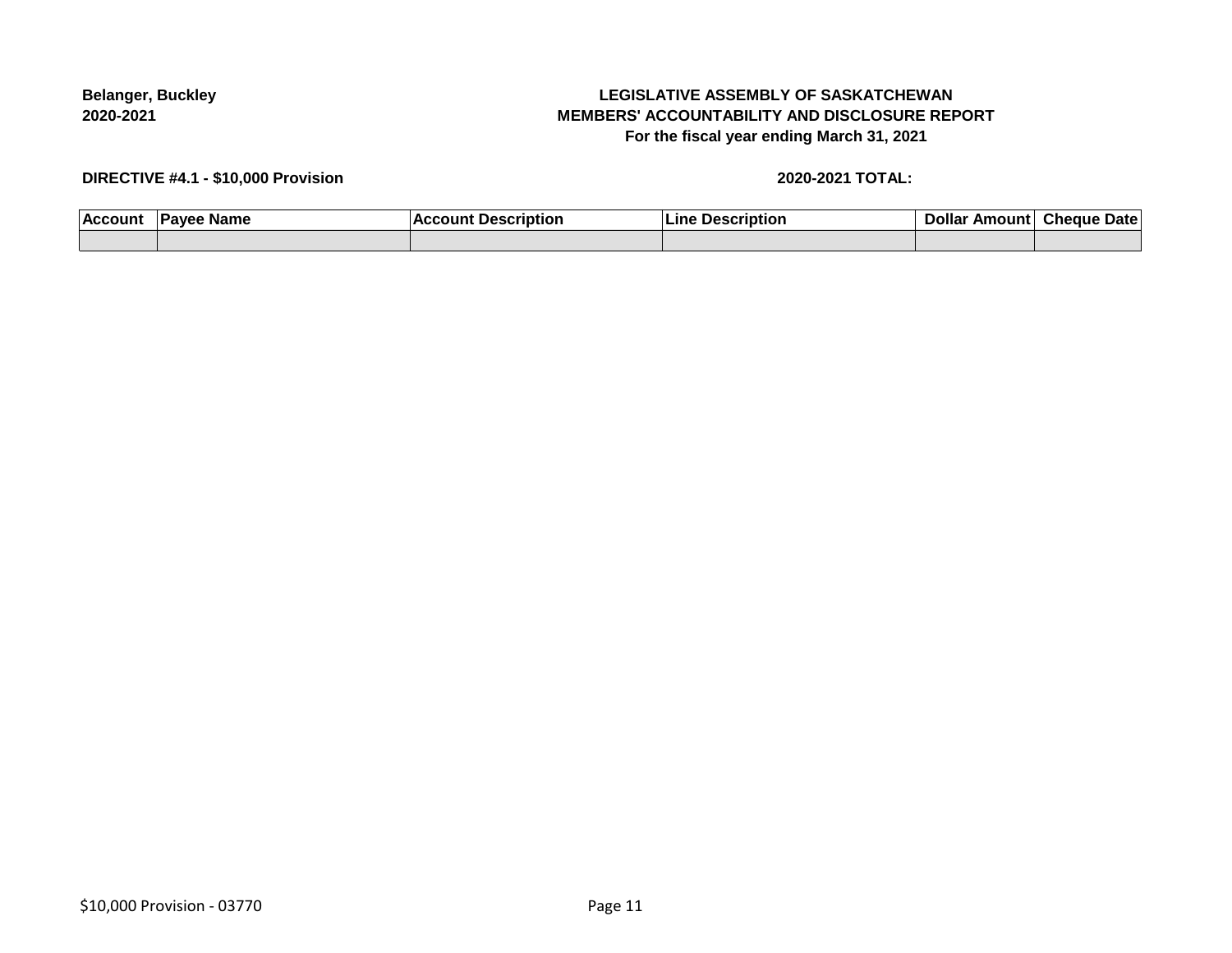**Belanger, Buckley**
**2020-2021**

**LEGISLATIVE ASSEMBLY OF SASKATCHEWAN**
**MEMBERS' ACCOUNTABILITY AND DISCLOSURE REPORT**
**For the fiscal year ending March 31, 2021**

**DIRECTIVE #4.1 - $10,000 Provision**

**2020-2021 TOTAL:**

| Account | Payee Name | Account Description | Line Description | Dollar Amount | Cheque Date |
| --- | --- | --- | --- | --- | --- |
| | | | | | |

$10,000 Provision - 03770